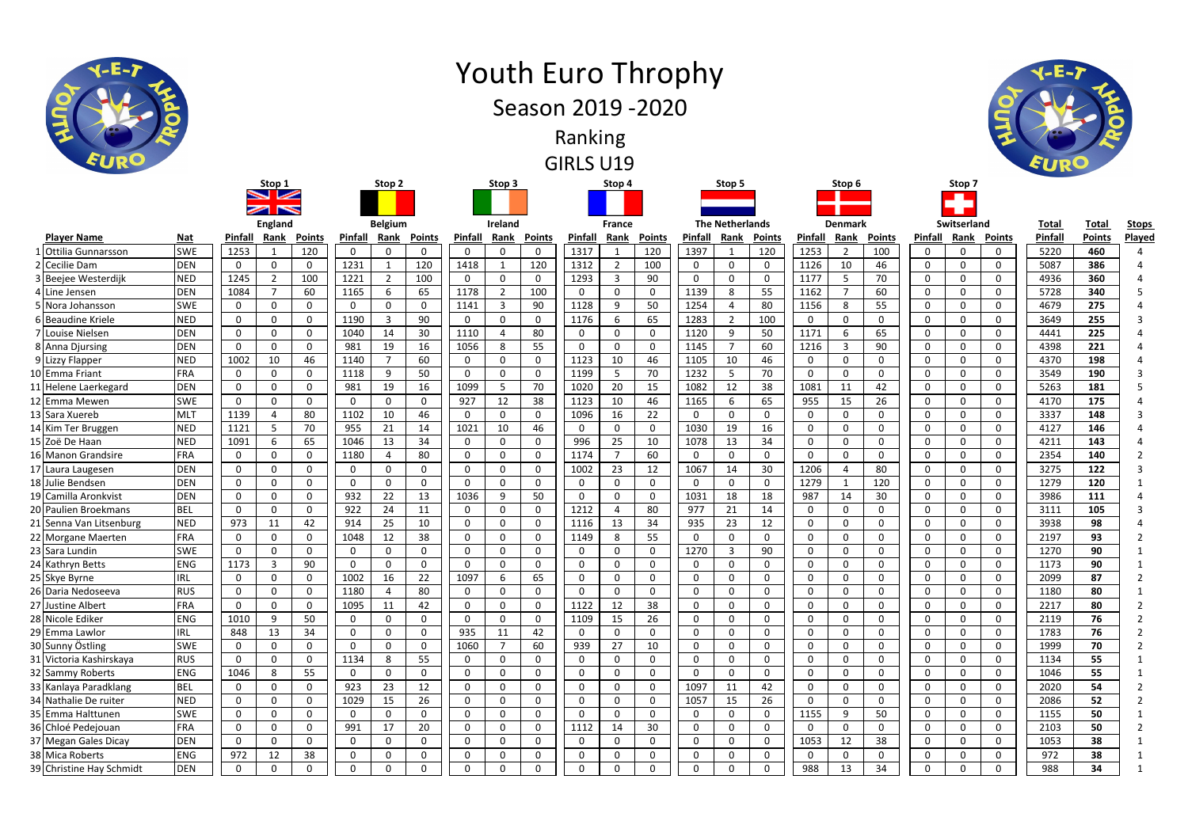# Youth Euro Throphy

## Season 2019 -2020

## Ranking

## GIRLS U19

| | Player Name | Nat | Stop 1 England | | | Stop 2 Belgium | | | Stop 3 Ireland | | | Stop 4 France | | | Stop 5 The Netherlands | | | Stop 6 Denmark | | | Stop 7 Switserland | | | Total | Total | Stops |
|---|---|---|---|---|---|---|---|---|---|---|---|---|---|---|---|---|---|---|---|---|---|---|---|---|---|---|
| | | | Pinfall | Rank | Points | Pinfall | Rank | Points | Pinfall | Rank | Points | Pinfall | Rank | Points | Pinfall | Rank | Points | Pinfall | Rank | Points | Pinfall | Rank | Points | Pinfall | Points | Played |
| 1 | Ottilia Gunnarsson | SWE | 1253 | 1 | 120 | 0 | 0 | 0 | 0 | 0 | 0 | 1317 | 1 | 120 | 1397 | 1 | 120 | 1253 | 2 | 100 | 0 | 0 | 0 | 5220 | **460** | 4 |
| 2 | Cecilie Dam | DEN | 0 | 0 | 0 | 1231 | 1 | 120 | 1418 | 1 | 120 | 1312 | 2 | 100 | 0 | 0 | 0 | 1126 | 10 | 46 | 0 | 0 | 0 | 5087 | **386** | 4 |
| 3 | Beejee Westerdijk | NED | 1245 | 2 | 100 | 1221 | 2 | 100 | 0 | 0 | 0 | 1293 | 3 | 90 | 0 | 0 | 0 | 1177 | 5 | 70 | 0 | 0 | 0 | 4936 | **360** | 4 |
| 4 | Line Jensen | DEN | 1084 | 7 | 60 | 1165 | 6 | 65 | 1178 | 2 | 100 | 0 | 0 | 0 | 1139 | 8 | 55 | 1162 | 7 | 60 | 0 | 0 | 0 | 5728 | **340** | 5 |
| 5 | Nora Johansson | SWE | 0 | 0 | 0 | 0 | 0 | 0 | 1141 | 3 | 90 | 1128 | 9 | 50 | 1254 | 4 | 80 | 1156 | 8 | 55 | 0 | 0 | 0 | 4679 | **275** | 4 |
| 6 | Beaudine Kriele | NED | 0 | 0 | 0 | 1190 | 3 | 90 | 0 | 0 | 0 | 1176 | 6 | 65 | 1283 | 2 | 100 | 0 | 0 | 0 | 0 | 0 | 0 | 3649 | **255** | 3 |
| 7 | Louise Nielsen | DEN | 0 | 0 | 0 | 1040 | 14 | 30 | 1110 | 4 | 80 | 0 | 0 | 0 | 1120 | 9 | 50 | 1171 | 6 | 65 | 0 | 0 | 0 | 4441 | **225** | 4 |
| 8 | Anna Djursing | DEN | 0 | 0 | 0 | 981 | 19 | 16 | 1056 | 8 | 55 | 0 | 0 | 0 | 1145 | 7 | 60 | 1216 | 3 | 90 | 0 | 0 | 0 | 4398 | **221** | 4 |
| 9 | Lizzy Flapper | NED | 1002 | 10 | 46 | 1140 | 7 | 60 | 0 | 0 | 0 | 1123 | 10 | 46 | 1105 | 10 | 46 | 0 | 0 | 0 | 0 | 0 | 0 | 4370 | **198** | 4 |
| 10 | Emma Friant | FRA | 0 | 0 | 0 | 1118 | 9 | 50 | 0 | 0 | 0 | 1199 | 5 | 70 | 1232 | 5 | 70 | 0 | 0 | 0 | 0 | 0 | 0 | 3549 | **190** | 3 |
| 11 | Helene Laerkegard | DEN | 0 | 0 | 0 | 981 | 19 | 16 | 1099 | 5 | 70 | 1020 | 20 | 15 | 1082 | 12 | 38 | 1081 | 11 | 42 | 0 | 0 | 0 | 5263 | **181** | 5 |
| 12 | Emma Mewen | SWE | 0 | 0 | 0 | 0 | 0 | 0 | 927 | 12 | 38 | 1123 | 10 | 46 | 1165 | 6 | 65 | 955 | 15 | 26 | 0 | 0 | 0 | 4170 | **175** | 4 |
| 13 | Sara Xuereb | MLT | 1139 | 4 | 80 | 1102 | 10 | 46 | 0 | 0 | 0 | 1096 | 16 | 22 | 0 | 0 | 0 | 0 | 0 | 0 | 0 | 0 | 0 | 3337 | **148** | 3 |
| 14 | Kim Ter Bruggen | NED | 1121 | 5 | 70 | 955 | 21 | 14 | 1021 | 10 | 46 | 0 | 0 | 0 | 1030 | 19 | 16 | 0 | 0 | 0 | 0 | 0 | 0 | 4127 | **146** | 4 |
| 15 | Zoë De Haan | NED | 1091 | 6 | 65 | 1046 | 13 | 34 | 0 | 0 | 0 | 996 | 25 | 10 | 1078 | 13 | 34 | 0 | 0 | 0 | 0 | 0 | 0 | 4211 | **143** | 4 |
| 16 | Manon Grandsire | FRA | 0 | 0 | 0 | 1180 | 4 | 80 | 0 | 0 | 0 | 1174 | 7 | 60 | 0 | 0 | 0 | 0 | 0 | 0 | 0 | 0 | 0 | 2354 | **140** | 2 |
| 17 | Laura Laugesen | DEN | 0 | 0 | 0 | 0 | 0 | 0 | 0 | 0 | 0 | 1002 | 23 | 12 | 1067 | 14 | 30 | 1206 | 4 | 80 | 0 | 0 | 0 | 3275 | **122** | 3 |
| 18 | Julie Bendsen | DEN | 0 | 0 | 0 | 0 | 0 | 0 | 0 | 0 | 0 | 0 | 0 | 0 | 0 | 0 | 0 | 1279 | 1 | 120 | 0 | 0 | 0 | 1279 | **120** | 1 |
| 19 | Camilla Aronkvist | DEN | 0 | 0 | 0 | 932 | 22 | 13 | 1036 | 9 | 50 | 0 | 0 | 0 | 1031 | 18 | 18 | 987 | 14 | 30 | 0 | 0 | 0 | 3986 | **111** | 4 |
| 20 | Paulien Broekmans | BEL | 0 | 0 | 0 | 922 | 24 | 11 | 0 | 0 | 0 | 1212 | 4 | 80 | 977 | 21 | 14 | 0 | 0 | 0 | 0 | 0 | 0 | 3111 | **105** | 3 |
| 21 | Senna Van Litsenburg | NED | 973 | 11 | 42 | 914 | 25 | 10 | 0 | 0 | 0 | 1116 | 13 | 34 | 935 | 23 | 12 | 0 | 0 | 0 | 0 | 0 | 0 | 3938 | **98** | 4 |
| 22 | Morgane Maerten | FRA | 0 | 0 | 0 | 1048 | 12 | 38 | 0 | 0 | 0 | 1149 | 8 | 55 | 0 | 0 | 0 | 0 | 0 | 0 | 0 | 0 | 0 | 2197 | **93** | 2 |
| 23 | Sara Lundin | SWE | 0 | 0 | 0 | 0 | 0 | 0 | 0 | 0 | 0 | 0 | 0 | 0 | 1270 | 3 | 90 | 0 | 0 | 0 | 0 | 0 | 0 | 1270 | **90** | 1 |
| 24 | Kathryn Betts | ENG | 1173 | 3 | 90 | 0 | 0 | 0 | 0 | 0 | 0 | 0 | 0 | 0 | 0 | 0 | 0 | 0 | 0 | 0 | 0 | 0 | 0 | 1173 | **90** | 1 |
| 25 | Skye Byrne | IRL | 0 | 0 | 0 | 1002 | 16 | 22 | 1097 | 6 | 65 | 0 | 0 | 0 | 0 | 0 | 0 | 0 | 0 | 0 | 0 | 0 | 0 | 2099 | **87** | 2 |
| 26 | Daria Nedoseeva | RUS | 0 | 0 | 0 | 1180 | 4 | 80 | 0 | 0 | 0 | 0 | 0 | 0 | 0 | 0 | 0 | 0 | 0 | 0 | 0 | 0 | 0 | 1180 | **80** | 1 |
| 27 | Justine Albert | FRA | 0 | 0 | 0 | 1095 | 11 | 42 | 0 | 0 | 0 | 1122 | 12 | 38 | 0 | 0 | 0 | 0 | 0 | 0 | 0 | 0 | 0 | 2217 | **80** | 2 |
| 28 | Nicole Ediker | ENG | 1010 | 9 | 50 | 0 | 0 | 0 | 0 | 0 | 0 | 1109 | 15 | 26 | 0 | 0 | 0 | 0 | 0 | 0 | 0 | 0 | 0 | 2119 | **76** | 2 |
| 29 | Emma Lawlor | IRL | 848 | 13 | 34 | 0 | 0 | 0 | 935 | 11 | 42 | 0 | 0 | 0 | 0 | 0 | 0 | 0 | 0 | 0 | 0 | 0 | 0 | 1783 | **76** | 2 |
| 30 | Sunny Östling | SWE | 0 | 0 | 0 | 0 | 0 | 0 | 1060 | 7 | 60 | 939 | 27 | 10 | 0 | 0 | 0 | 0 | 0 | 0 | 0 | 0 | 0 | 1999 | **70** | 2 |
| 31 | Victoria Kashirskaya | RUS | 0 | 0 | 0 | 1134 | 8 | 55 | 0 | 0 | 0 | 0 | 0 | 0 | 0 | 0 | 0 | 0 | 0 | 0 | 0 | 0 | 0 | 1134 | **55** | 1 |
| 32 | Sammy Roberts | ENG | 1046 | 8 | 55 | 0 | 0 | 0 | 0 | 0 | 0 | 0 | 0 | 0 | 0 | 0 | 0 | 0 | 0 | 0 | 0 | 0 | 0 | 1046 | **55** | 1 |
| 33 | Kanlaya Paradklang | BEL | 0 | 0 | 0 | 923 | 23 | 12 | 0 | 0 | 0 | 0 | 0 | 0 | 1097 | 11 | 42 | 0 | 0 | 0 | 0 | 0 | 0 | 2020 | **54** | 2 |
| 34 | Nathalie De ruiter | NED | 0 | 0 | 0 | 1029 | 15 | 26 | 0 | 0 | 0 | 0 | 0 | 0 | 1057 | 15 | 26 | 0 | 0 | 0 | 0 | 0 | 0 | 2086 | **52** | 2 |
| 35 | Emma Halttunen | SWE | 0 | 0 | 0 | 0 | 0 | 0 | 0 | 0 | 0 | 0 | 0 | 0 | 0 | 0 | 0 | 1155 | 9 | 50 | 0 | 0 | 0 | 1155 | **50** | 1 |
| 36 | Chloé Pedejouan | FRA | 0 | 0 | 0 | 991 | 17 | 20 | 0 | 0 | 0 | 1112 | 14 | 30 | 0 | 0 | 0 | 0 | 0 | 0 | 0 | 0 | 0 | 2103 | **50** | 2 |
| 37 | Megan Gales Dicay | DEN | 0 | 0 | 0 | 0 | 0 | 0 | 0 | 0 | 0 | 0 | 0 | 0 | 0 | 0 | 0 | 1053 | 12 | 38 | 0 | 0 | 0 | 1053 | **38** | 1 |
| 38 | Mica Roberts | ENG | 972 | 12 | 38 | 0 | 0 | 0 | 0 | 0 | 0 | 0 | 0 | 0 | 0 | 0 | 0 | 0 | 0 | 0 | 0 | 0 | 0 | 972 | **38** | 1 |
| 39 | Christine Hay Schmidt | DEN | 0 | 0 | 0 | 0 | 0 | 0 | 0 | 0 | 0 | 0 | 0 | 0 | 0 | 0 | 0 | 988 | 13 | 34 | 0 | 0 | 0 | 988 | **34** | 1 |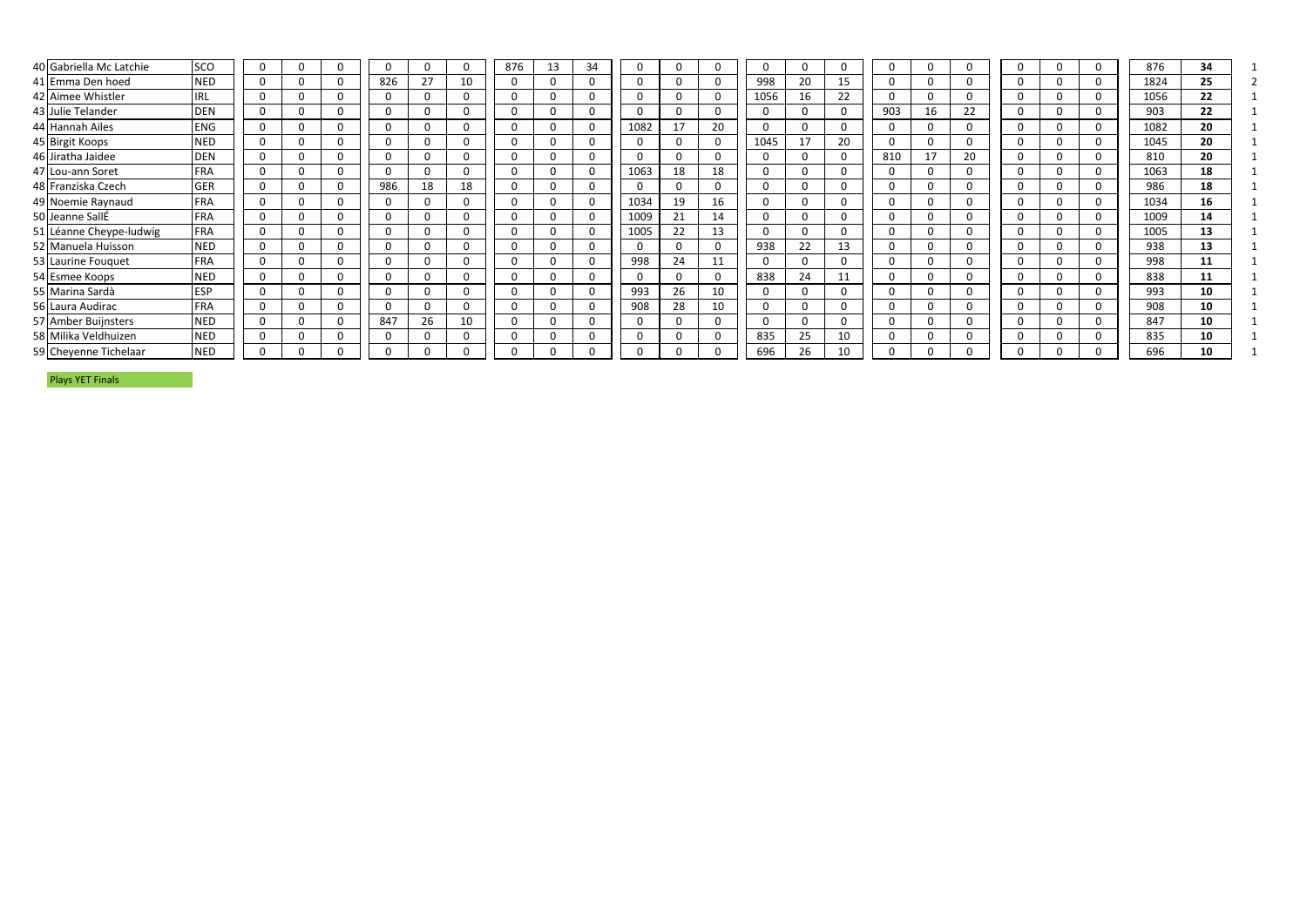| | | | | | | | | | | | | | | | | | | | | | | | | | | | |
|---|---|---|---|---|---|---|---|---|---|---|---|---|---|---|---|---|---|---|---|---|---|---|---|---|---|---|---|
| 40 | Gabriella Mc Latchie | SCO | 0 | 0 | 0 | 0 | 0 | 0 | 876 | 13 | 34 | 0 | 0 | 0 | 0 | 0 | 0 | 0 | 0 | 0 | 0 | 0 | 0 | 876 | **34** | 1 |
| 41 | Emma Den hoed | NED | 0 | 0 | 0 | 826 | 27 | 10 | 0 | 0 | 0 | 0 | 0 | 0 | 998 | 20 | 15 | 0 | 0 | 0 | 0 | 0 | 0 | 1824 | **25** | 2 |
| 42 | Aimee Whistler | IRL | 0 | 0 | 0 | 0 | 0 | 0 | 0 | 0 | 0 | 0 | 0 | 0 | 1056 | 16 | 22 | 0 | 0 | 0 | 0 | 0 | 0 | 1056 | **22** | 1 |
| 43 | Julie Telander | DEN | 0 | 0 | 0 | 0 | 0 | 0 | 0 | 0 | 0 | 0 | 0 | 0 | 0 | 0 | 0 | 903 | 16 | 22 | 0 | 0 | 0 | 903 | **22** | 1 |
| 44 | Hannah Ailes | ENG | 0 | 0 | 0 | 0 | 0 | 0 | 0 | 0 | 0 | 1082 | 17 | 20 | 0 | 0 | 0 | 0 | 0 | 0 | 0 | 0 | 0 | 1082 | **20** | 1 |
| 45 | Birgit Koops | NED | 0 | 0 | 0 | 0 | 0 | 0 | 0 | 0 | 0 | 0 | 0 | 0 | 1045 | 17 | 20 | 0 | 0 | 0 | 0 | 0 | 0 | 1045 | **20** | 1 |
| 46 | Jiratha Jaidee | DEN | 0 | 0 | 0 | 0 | 0 | 0 | 0 | 0 | 0 | 0 | 0 | 0 | 0 | 0 | 0 | 810 | 17 | 20 | 0 | 0 | 0 | 810 | **20** | 1 |
| 47 | Lou-ann Soret | FRA | 0 | 0 | 0 | 0 | 0 | 0 | 0 | 0 | 0 | 1063 | 18 | 18 | 0 | 0 | 0 | 0 | 0 | 0 | 0 | 0 | 0 | 1063 | **18** | 1 |
| 48 | Franziska Czech | GER | 0 | 0 | 0 | 986 | 18 | 18 | 0 | 0 | 0 | 0 | 0 | 0 | 0 | 0 | 0 | 0 | 0 | 0 | 0 | 0 | 0 | 986 | **18** | 1 |
| 49 | Noemie Raynaud | FRA | 0 | 0 | 0 | 0 | 0 | 0 | 0 | 0 | 0 | 1034 | 19 | 16 | 0 | 0 | 0 | 0 | 0 | 0 | 0 | 0 | 0 | 1034 | **16** | 1 |
| 50 | Jeanne SallÉ | FRA | 0 | 0 | 0 | 0 | 0 | 0 | 0 | 0 | 0 | 1009 | 21 | 14 | 0 | 0 | 0 | 0 | 0 | 0 | 0 | 0 | 0 | 1009 | **14** | 1 |
| 51 | Léanne Cheype-ludwig | FRA | 0 | 0 | 0 | 0 | 0 | 0 | 0 | 0 | 0 | 1005 | 22 | 13 | 0 | 0 | 0 | 0 | 0 | 0 | 0 | 0 | 0 | 1005 | **13** | 1 |
| 52 | Manuela Huisson | NED | 0 | 0 | 0 | 0 | 0 | 0 | 0 | 0 | 0 | 0 | 0 | 0 | 938 | 22 | 13 | 0 | 0 | 0 | 0 | 0 | 0 | 938 | **13** | 1 |
| 53 | Laurine Fouquet | FRA | 0 | 0 | 0 | 0 | 0 | 0 | 0 | 0 | 0 | 998 | 24 | 11 | 0 | 0 | 0 | 0 | 0 | 0 | 0 | 0 | 0 | 998 | **11** | 1 |
| 54 | Esmee Koops | NED | 0 | 0 | 0 | 0 | 0 | 0 | 0 | 0 | 0 | 0 | 0 | 0 | 838 | 24 | 11 | 0 | 0 | 0 | 0 | 0 | 0 | 838 | **11** | 1 |
| 55 | Marina Sardà | ESP | 0 | 0 | 0 | 0 | 0 | 0 | 0 | 0 | 0 | 993 | 26 | 10 | 0 | 0 | 0 | 0 | 0 | 0 | 0 | 0 | 0 | 993 | **10** | 1 |
| 56 | Laura Audirac | FRA | 0 | 0 | 0 | 0 | 0 | 0 | 0 | 0 | 0 | 908 | 28 | 10 | 0 | 0 | 0 | 0 | 0 | 0 | 0 | 0 | 0 | 908 | **10** | 1 |
| 57 | Amber Buijnsters | NED | 0 | 0 | 0 | 847 | 26 | 10 | 0 | 0 | 0 | 0 | 0 | 0 | 0 | 0 | 0 | 0 | 0 | 0 | 0 | 0 | 0 | 847 | **10** | 1 |
| 58 | Milika Veldhuizen | NED | 0 | 0 | 0 | 0 | 0 | 0 | 0 | 0 | 0 | 0 | 0 | 0 | 835 | 25 | 10 | 0 | 0 | 0 | 0 | 0 | 0 | 835 | **10** | 1 |
| 59 | Cheyenne Tichelaar | NED | 0 | 0 | 0 | 0 | 0 | 0 | 0 | 0 | 0 | 0 | 0 | 0 | 696 | 26 | 10 | 0 | 0 | 0 | 0 | 0 | 0 | 696 | **10** | 1 |

Plays YET Finals